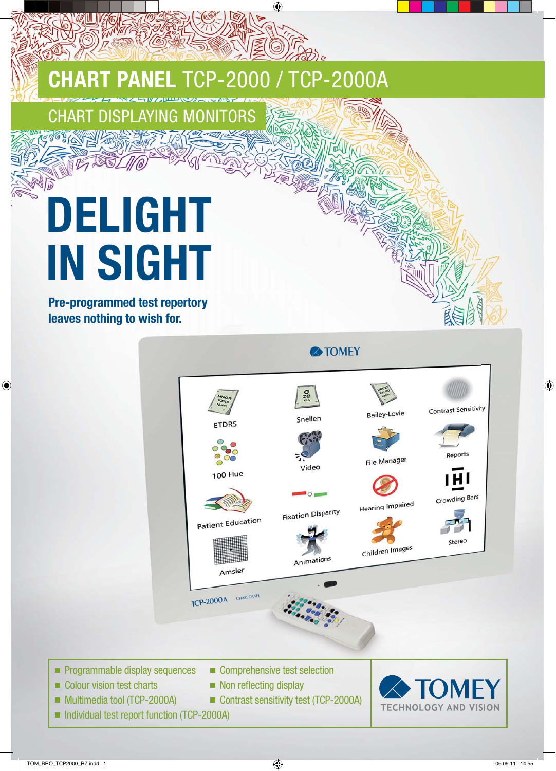# CHART PANEL TCP-2000 / TCP-2000A

## CHART DISPLAYING MONITORS

# DELIGHT IN SIGHT

**Pre-programmed test repertory leaves nothing to wish for.**

- Programmable display sequences
- Colour vision test charts
- Multimedia tool (TCP-2000A)
- Individual test report function (TCP-2000A)
- Comprehensive test selection
- Non reflecting display
- Contrast sensitivity test (TCP-2000A)

TOMEY
TECHNOLOGY AND VISION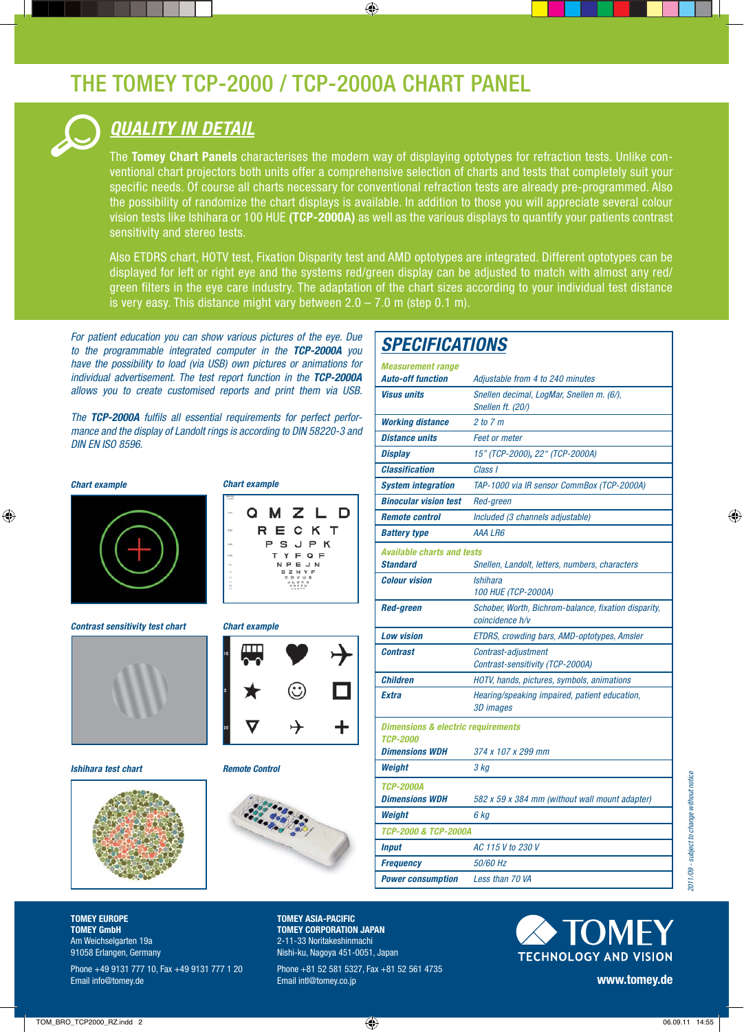# THE TOMEY TCP-2000 / TCP-2000A CHART PANEL

## QUALITY IN DETAIL

The **Tomey Chart Panels** characterises the modern way of displaying optotypes for refraction tests. Unlike conventional chart projectors both units offer a comprehensive selection of charts and tests that completely suit your specific needs. Of course all charts necessary for conventional refraction tests are already pre-programmed. Also the possibility of randomize the chart displays is available. In addition to those you will appreciate several colour vision tests like Ishihara or 100 HUE **(TCP-2000A)** as well as the various displays to quantify your patients contrast sensitivity and stereo tests.

Also ETDRS chart, HOTV test, Fixation Disparity test and AMD optotypes are integrated. Different optotypes can be displayed for left or right eye and the systems red/green display can be adjusted to match with almost any red/green filters in the eye care industry. The adaptation of the chart sizes according to your individual test distance is very easy. This distance might vary between 2.0 – 7.0 m (step 0.1 m).

*For patient education you can show various pictures of the eye. Due to the programmable integrated computer in the* ***TCP-2000A*** *you have the possibility to load (via USB) own pictures or animations for individual advertisement. The test report function in the* ***TCP-2000A*** *allows you to create customised reports and print them via USB.*

*The* ***TCP-2000A*** *fulfils all essential requirements for perfect performance and the display of Landolt rings is according to DIN 58220-3 and DIN EN ISO 8596.*

**Chart example**

**Chart example**

Q M Z L D
R E C K T
P S J P K
T Y F Q F
N P E J N
S Z N Y F

**Contrast sensitivity test chart**

**Chart example**

**Ishihara test chart**

**Remote Control**

## SPECIFICATIONS

| | |
|---|---|
| ***Measurement range*** | |
| ***Auto-off function*** | *Adjustable from 4 to 240 minutes* |
| ***Visus units*** | *Snellen decimal, LogMar, Snellen m. (6/), Snellen ft. (20/)* |
| ***Working distance*** | *2 to 7 m* |
| ***Distance units*** | *Feet or meter* |
| ***Display*** | *15" (TCP-2000), 22" (TCP-2000A)* |
| ***Classification*** | *Class I* |
| ***System integration*** | *TAP-1000 via IR sensor CommBox (TCP-2000A)* |
| ***Binocular vision test*** | *Red-green* |
| ***Remote control*** | *Included (3 channels adjustable)* |
| ***Battery type*** | *AAA LR6* |
| ***Available charts and tests*** | |
| ***Standard*** | *Snellen, Landolt, letters, numbers, characters* |
| ***Colour vision*** | *Ishihara<br>100 HUE (TCP-2000A)* |
| ***Red-green*** | *Schober, Worth, Bichrom-balance, fixation disparity, coincidence h/v* |
| ***Low vision*** | *ETDRS, crowding bars, AMD-optotypes, Amsler* |
| ***Contrast*** | *Contrast-adjustment<br>Contrast-sensitivity (TCP-2000A)* |
| ***Children*** | *HOTV, hands, pictures, symbols, animations* |
| ***Extra*** | *Hearing/speaking impaired, patient education, 3D images* |
| ***Dimensions & electric requirements*** | |
| ***TCP-2000*** | |
| ***Dimensions WDH*** | *374 x 107 x 299 mm* |
| ***Weight*** | *3 kg* |
| ***TCP-2000A*** | |
| ***Dimensions WDH*** | *582 x 59 x 384 mm (without wall mount adapter)* |
| ***Weight*** | *6 kg* |
| ***TCP-2000 & TCP-2000A*** | |
| ***Input*** | *AC 115 V to 230 V* |
| ***Frequency*** | *50/60 Hz* |
| ***Power consumption*** | *Less than 70 VA* |

*2011/09 - subject to change without notice*

**TOMEY EUROPE**
**TOMEY GmbH**
Am Weichselgarten 19a
91058 Erlangen, Germany

Phone +49 9131 777 10, Fax +49 9131 777 1 20
Email info@tomey.de

**TOMEY ASIA-PACIFIC**
**TOMEY CORPORATION JAPAN**
2-11-33 Noritakeshinmachi
Nishi-ku, Nagoya 451-0051, Japan

Phone +81 52 581 5327, Fax +81 52 561 4735
Email intl@tomey.co.jp

TOMEY
TECHNOLOGY AND VISION

**www.tomey.de**